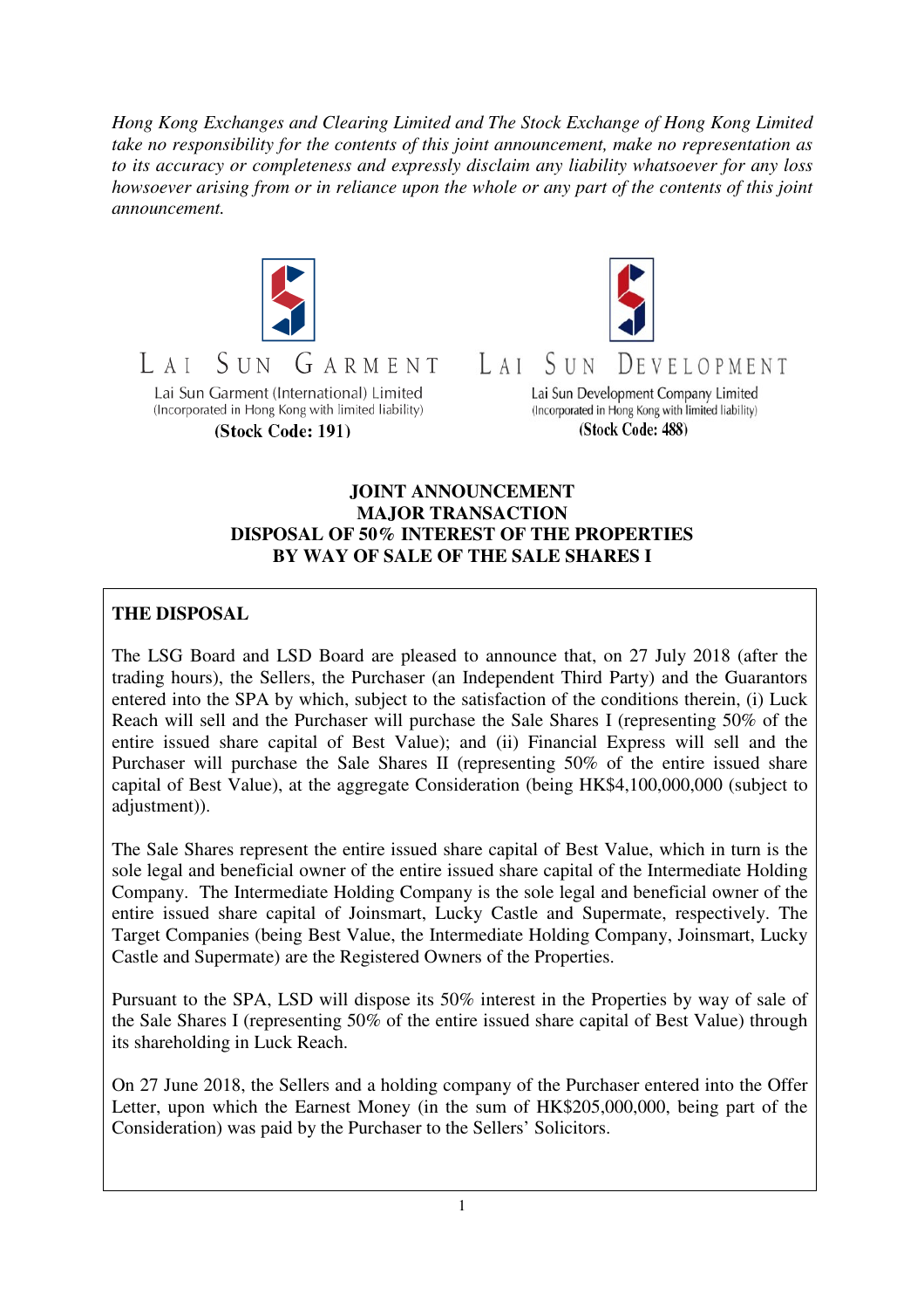*Hong Kong Exchanges and Clearing Limited and The Stock Exchange of Hong Kong Limited take no responsibility for the contents of this joint announcement, make no representation as to its accuracy or completeness and expressly disclaim any liability whatsoever for any loss howsoever arising from or in reliance upon the whole or any part of the contents of this joint announcement.*

LAI SUN GARMENT

Lai Sun Garment (International) Limited
(Incorporated in Hong Kong with limited liability)
**(Stock Code: 191)**

LAI SUN DEVELOPMENT

Lai Sun Development Company Limited
(Incorporated in Hong Kong with limited liability)
**(Stock Code: 488)**

**JOINT ANNOUNCEMENT**
**MAJOR TRANSACTION**
**DISPOSAL OF 50% INTEREST OF THE PROPERTIES**
**BY WAY OF SALE OF THE SALE SHARES I**

## THE DISPOSAL

The LSG Board and LSD Board are pleased to announce that, on 27 July 2018 (after the trading hours), the Sellers, the Purchaser (an Independent Third Party) and the Guarantors entered into the SPA by which, subject to the satisfaction of the conditions therein, (i) Luck Reach will sell and the Purchaser will purchase the Sale Shares I (representing 50% of the entire issued share capital of Best Value); and (ii) Financial Express will sell and the Purchaser will purchase the Sale Shares II (representing 50% of the entire issued share capital of Best Value), at the aggregate Consideration (being HK$4,100,000,000 (subject to adjustment)).

The Sale Shares represent the entire issued share capital of Best Value, which in turn is the sole legal and beneficial owner of the entire issued share capital of the Intermediate Holding Company. The Intermediate Holding Company is the sole legal and beneficial owner of the entire issued share capital of Joinsmart, Lucky Castle and Supermate, respectively. The Target Companies (being Best Value, the Intermediate Holding Company, Joinsmart, Lucky Castle and Supermate) are the Registered Owners of the Properties.

Pursuant to the SPA, LSD will dispose its 50% interest in the Properties by way of sale of the Sale Shares I (representing 50% of the entire issued share capital of Best Value) through its shareholding in Luck Reach.

On 27 June 2018, the Sellers and a holding company of the Purchaser entered into the Offer Letter, upon which the Earnest Money (in the sum of HK$205,000,000, being part of the Consideration) was paid by the Purchaser to the Sellers' Solicitors.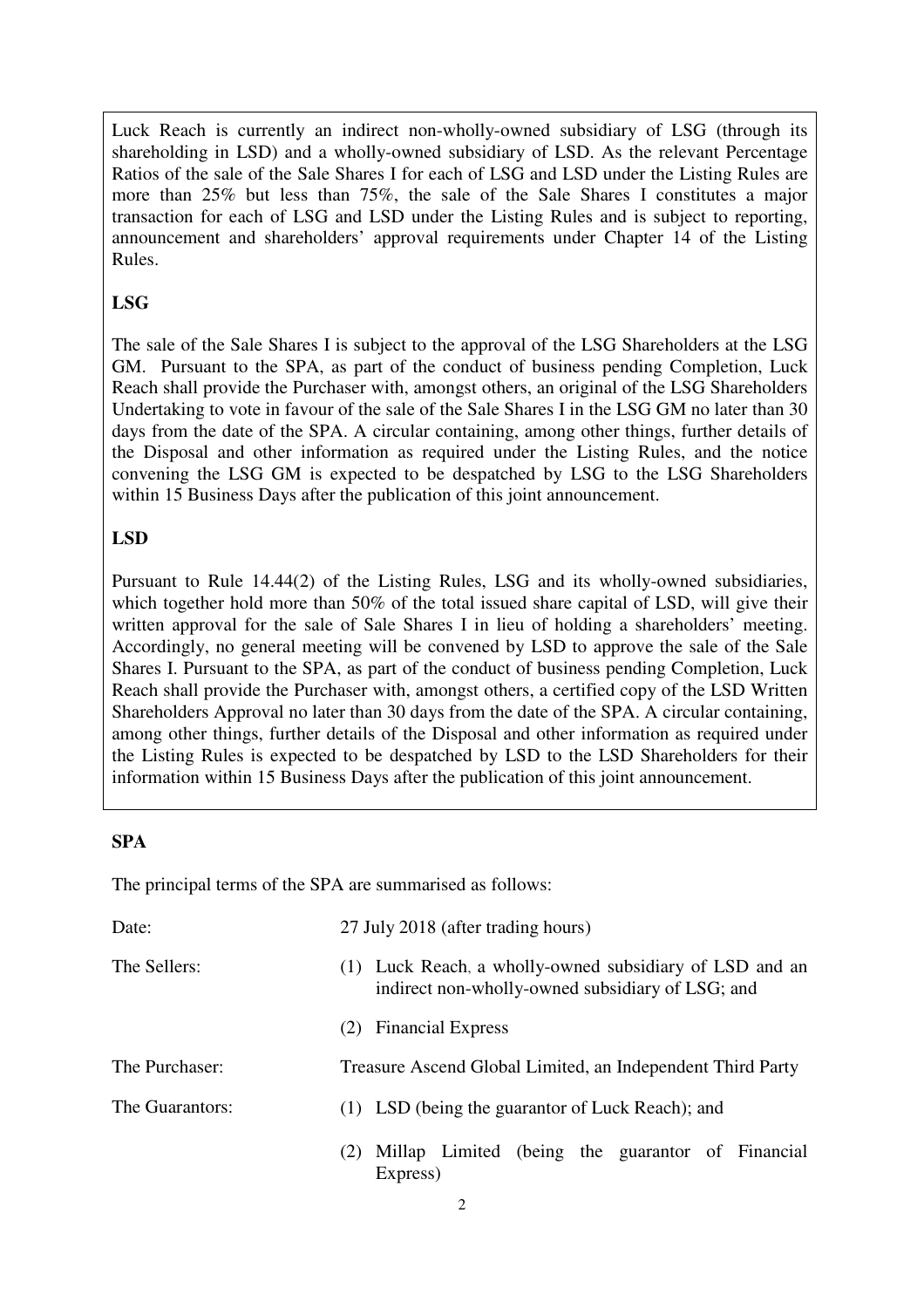Luck Reach is currently an indirect non-wholly-owned subsidiary of LSG (through its shareholding in LSD) and a wholly-owned subsidiary of LSD. As the relevant Percentage Ratios of the sale of the Sale Shares I for each of LSG and LSD under the Listing Rules are more than 25% but less than 75%, the sale of the Sale Shares I constitutes a major transaction for each of LSG and LSD under the Listing Rules and is subject to reporting, announcement and shareholders' approval requirements under Chapter 14 of the Listing Rules.

**LSG**

The sale of the Sale Shares I is subject to the approval of the LSG Shareholders at the LSG GM. Pursuant to the SPA, as part of the conduct of business pending Completion, Luck Reach shall provide the Purchaser with, amongst others, an original of the LSG Shareholders Undertaking to vote in favour of the sale of the Sale Shares I in the LSG GM no later than 30 days from the date of the SPA. A circular containing, among other things, further details of the Disposal and other information as required under the Listing Rules, and the notice convening the LSG GM is expected to be despatched by LSG to the LSG Shareholders within 15 Business Days after the publication of this joint announcement.

**LSD**

Pursuant to Rule 14.44(2) of the Listing Rules, LSG and its wholly-owned subsidiaries, which together hold more than 50% of the total issued share capital of LSD, will give their written approval for the sale of Sale Shares I in lieu of holding a shareholders' meeting. Accordingly, no general meeting will be convened by LSD to approve the sale of the Sale Shares I. Pursuant to the SPA, as part of the conduct of business pending Completion, Luck Reach shall provide the Purchaser with, amongst others, a certified copy of the LSD Written Shareholders Approval no later than 30 days from the date of the SPA. A circular containing, among other things, further details of the Disposal and other information as required under the Listing Rules is expected to be despatched by LSD to the LSD Shareholders for their information within 15 Business Days after the publication of this joint announcement.

**SPA**

The principal terms of the SPA are summarised as follows:

| | |
|---|---|
| Date: | 27 July 2018 (after trading hours) |
| The Sellers: | (1) Luck Reach, a wholly-owned subsidiary of LSD and an indirect non-wholly-owned subsidiary of LSG; and |
| | (2) Financial Express |
| The Purchaser: | Treasure Ascend Global Limited, an Independent Third Party |
| The Guarantors: | (1) LSD (being the guarantor of Luck Reach); and |
| | (2) Millap Limited (being the guarantor of Financial Express) |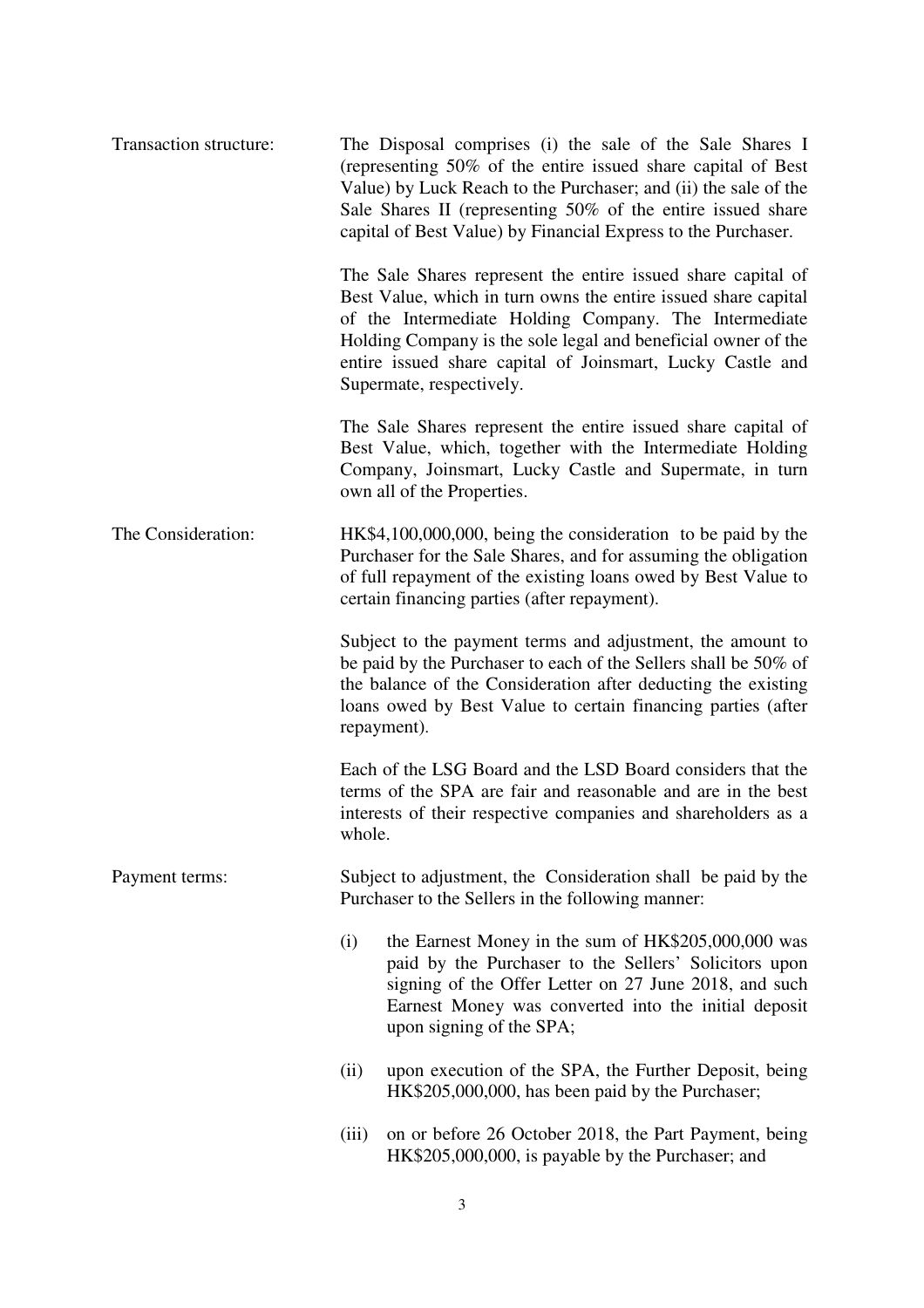**Transaction structure:**

The Disposal comprises (i) the sale of the Sale Shares I (representing 50% of the entire issued share capital of Best Value) by Luck Reach to the Purchaser; and (ii) the sale of the Sale Shares II (representing 50% of the entire issued share capital of Best Value) by Financial Express to the Purchaser.

The Sale Shares represent the entire issued share capital of Best Value, which in turn owns the entire issued share capital of the Intermediate Holding Company. The Intermediate Holding Company is the sole legal and beneficial owner of the entire issued share capital of Joinsmart, Lucky Castle and Supermate, respectively.

The Sale Shares represent the entire issued share capital of Best Value, which, together with the Intermediate Holding Company, Joinsmart, Lucky Castle and Supermate, in turn own all of the Properties.

**The Consideration:**

HK$4,100,000,000, being the consideration to be paid by the Purchaser for the Sale Shares, and for assuming the obligation of full repayment of the existing loans owed by Best Value to certain financing parties (after repayment).

Subject to the payment terms and adjustment, the amount to be paid by the Purchaser to each of the Sellers shall be 50% of the balance of the Consideration after deducting the existing loans owed by Best Value to certain financing parties (after repayment).

Each of the LSG Board and the LSD Board considers that the terms of the SPA are fair and reasonable and are in the best interests of their respective companies and shareholders as a whole.

**Payment terms:**

Subject to adjustment, the Consideration shall be paid by the Purchaser to the Sellers in the following manner:

(i) the Earnest Money in the sum of HK$205,000,000 was paid by the Purchaser to the Sellers' Solicitors upon signing of the Offer Letter on 27 June 2018, and such Earnest Money was converted into the initial deposit upon signing of the SPA;

(ii) upon execution of the SPA, the Further Deposit, being HK$205,000,000, has been paid by the Purchaser;

(iii) on or before 26 October 2018, the Part Payment, being HK$205,000,000, is payable by the Purchaser; and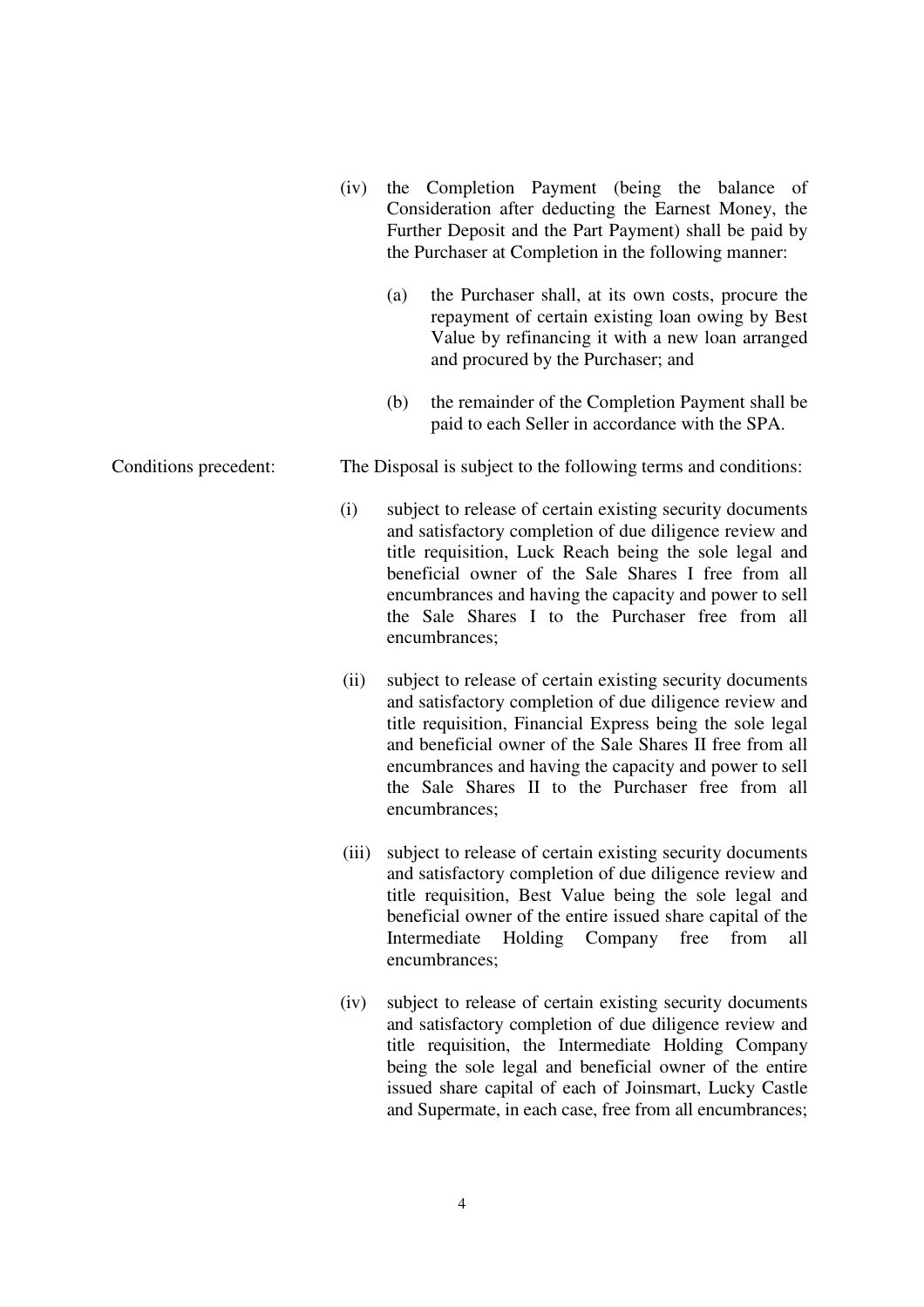(iv) the Completion Payment (being the balance of Consideration after deducting the Earnest Money, the Further Deposit and the Part Payment) shall be paid by the Purchaser at Completion in the following manner:

(a) the Purchaser shall, at its own costs, procure the repayment of certain existing loan owing by Best Value by refinancing it with a new loan arranged and procured by the Purchaser; and

(b) the remainder of the Completion Payment shall be paid to each Seller in accordance with the SPA.

Conditions precedent: The Disposal is subject to the following terms and conditions:

(i) subject to release of certain existing security documents and satisfactory completion of due diligence review and title requisition, Luck Reach being the sole legal and beneficial owner of the Sale Shares I free from all encumbrances and having the capacity and power to sell the Sale Shares I to the Purchaser free from all encumbrances;

(ii) subject to release of certain existing security documents and satisfactory completion of due diligence review and title requisition, Financial Express being the sole legal and beneficial owner of the Sale Shares II free from all encumbrances and having the capacity and power to sell the Sale Shares II to the Purchaser free from all encumbrances;

(iii) subject to release of certain existing security documents and satisfactory completion of due diligence review and title requisition, Best Value being the sole legal and beneficial owner of the entire issued share capital of the Intermediate Holding Company free from all encumbrances;

(iv) subject to release of certain existing security documents and satisfactory completion of due diligence review and title requisition, the Intermediate Holding Company being the sole legal and beneficial owner of the entire issued share capital of each of Joinsmart, Lucky Castle and Supermate, in each case, free from all encumbrances;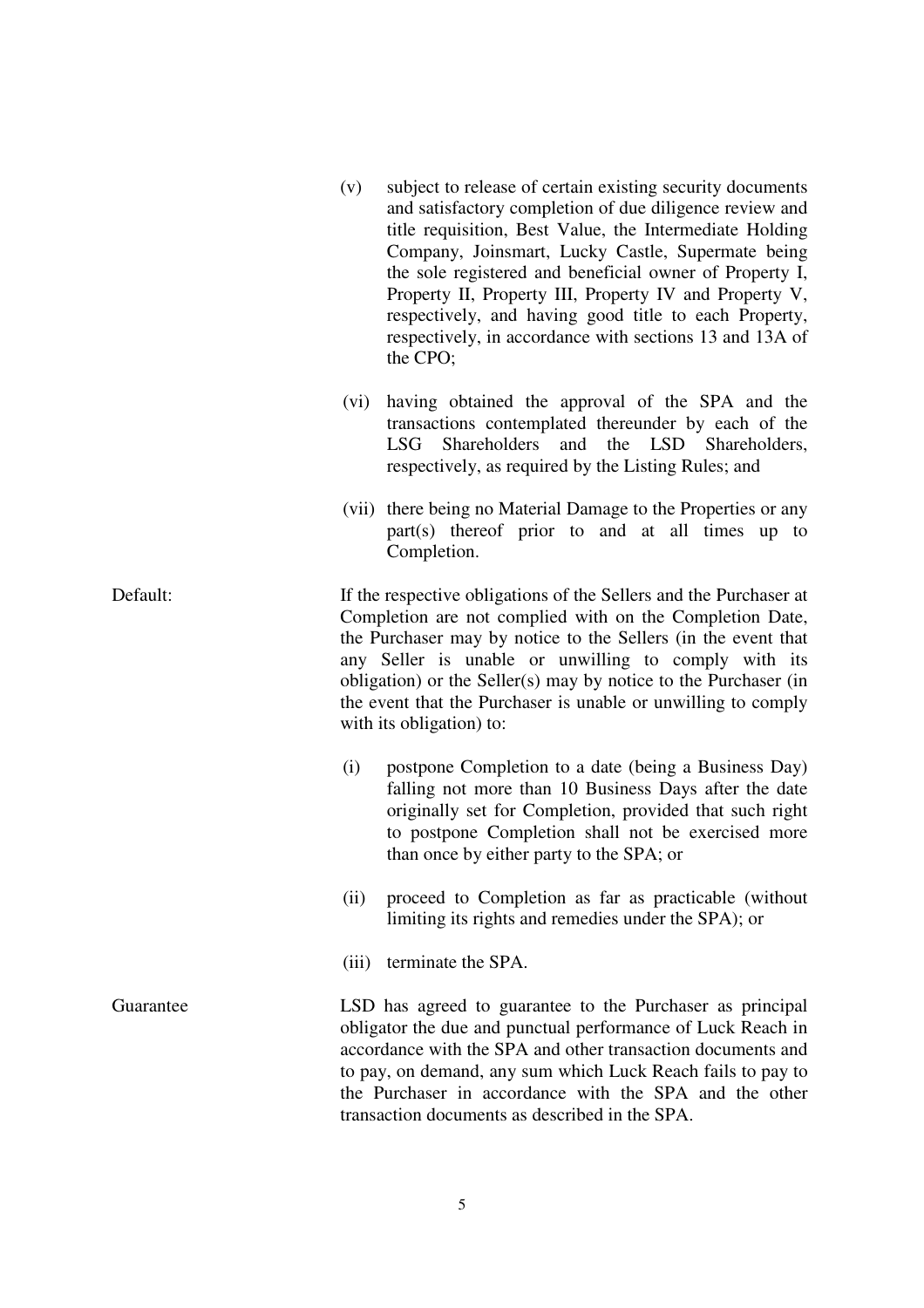(v) subject to release of certain existing security documents and satisfactory completion of due diligence review and title requisition, Best Value, the Intermediate Holding Company, Joinsmart, Lucky Castle, Supermate being the sole registered and beneficial owner of Property I, Property II, Property III, Property IV and Property V, respectively, and having good title to each Property, respectively, in accordance with sections 13 and 13A of the CPO;

(vi) having obtained the approval of the SPA and the transactions contemplated thereunder by each of the LSG Shareholders and the LSD Shareholders, respectively, as required by the Listing Rules; and

(vii) there being no Material Damage to the Properties or any part(s) thereof prior to and at all times up to Completion.

**Default:**

If the respective obligations of the Sellers and the Purchaser at Completion are not complied with on the Completion Date, the Purchaser may by notice to the Sellers (in the event that any Seller is unable or unwilling to comply with its obligation) or the Seller(s) may by notice to the Purchaser (in the event that the Purchaser is unable or unwilling to comply with its obligation) to:

(i) postpone Completion to a date (being a Business Day) falling not more than 10 Business Days after the date originally set for Completion, provided that such right to postpone Completion shall not be exercised more than once by either party to the SPA; or

(ii) proceed to Completion as far as practicable (without limiting its rights and remedies under the SPA); or

(iii) terminate the SPA.

**Guarantee**

LSD has agreed to guarantee to the Purchaser as principal obligator the due and punctual performance of Luck Reach in accordance with the SPA and other transaction documents and to pay, on demand, any sum which Luck Reach fails to pay to the Purchaser in accordance with the SPA and the other transaction documents as described in the SPA.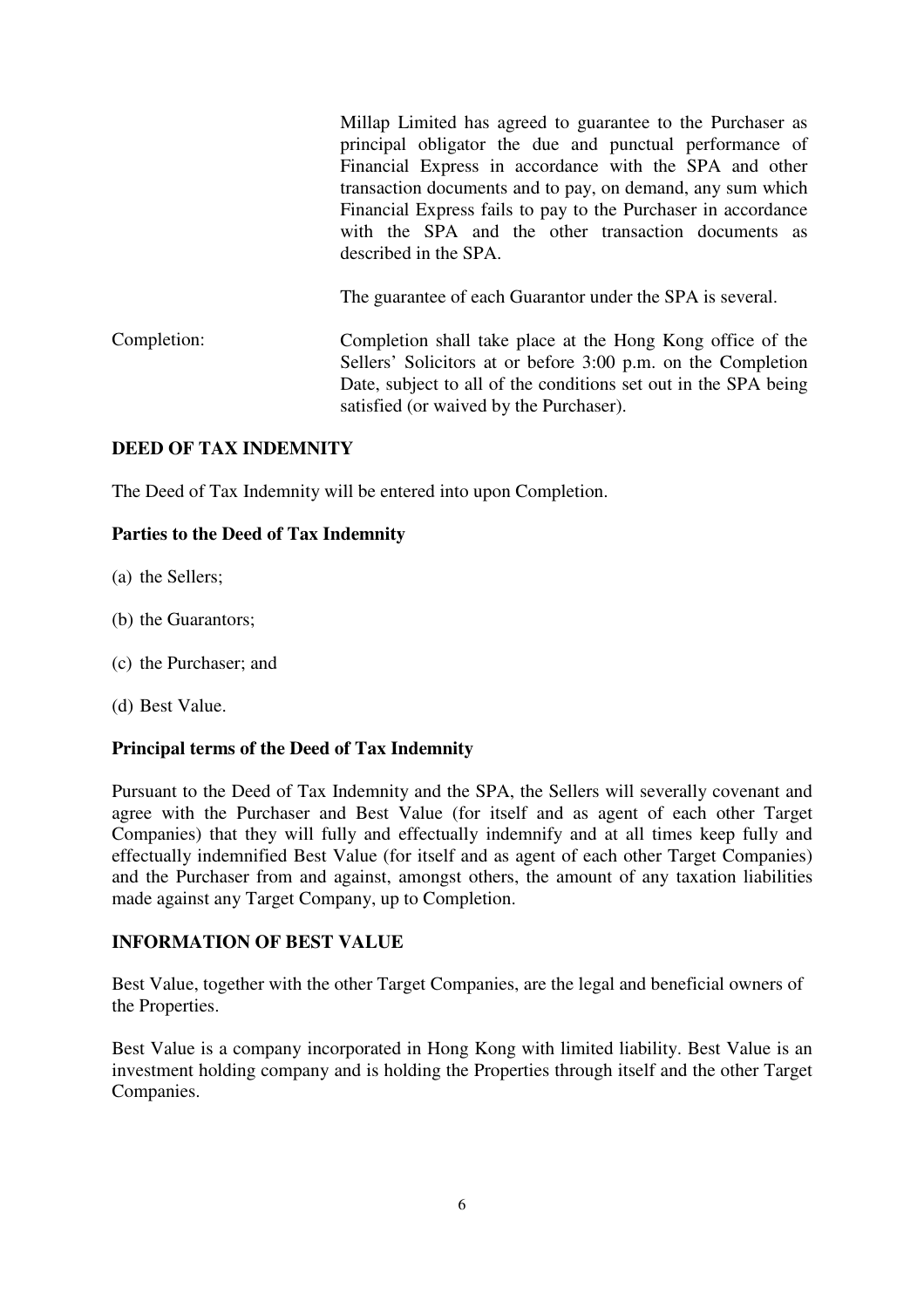Millap Limited has agreed to guarantee to the Purchaser as principal obligator the due and punctual performance of Financial Express in accordance with the SPA and other transaction documents and to pay, on demand, any sum which Financial Express fails to pay to the Purchaser in accordance with the SPA and the other transaction documents as described in the SPA.

The guarantee of each Guarantor under the SPA is several.

Completion: Completion shall take place at the Hong Kong office of the Sellers' Solicitors at or before 3:00 p.m. on the Completion Date, subject to all of the conditions set out in the SPA being satisfied (or waived by the Purchaser).

## DEED OF TAX INDEMNITY

The Deed of Tax Indemnity will be entered into upon Completion.

### Parties to the Deed of Tax Indemnity

(a) the Sellers;

(b) the Guarantors;

(c) the Purchaser; and

(d) Best Value.

### Principal terms of the Deed of Tax Indemnity

Pursuant to the Deed of Tax Indemnity and the SPA, the Sellers will severally covenant and agree with the Purchaser and Best Value (for itself and as agent of each other Target Companies) that they will fully and effectually indemnify and at all times keep fully and effectually indemnified Best Value (for itself and as agent of each other Target Companies) and the Purchaser from and against, amongst others, the amount of any taxation liabilities made against any Target Company, up to Completion.

## INFORMATION OF BEST VALUE

Best Value, together with the other Target Companies, are the legal and beneficial owners of the Properties.

Best Value is a company incorporated in Hong Kong with limited liability. Best Value is an investment holding company and is holding the Properties through itself and the other Target Companies.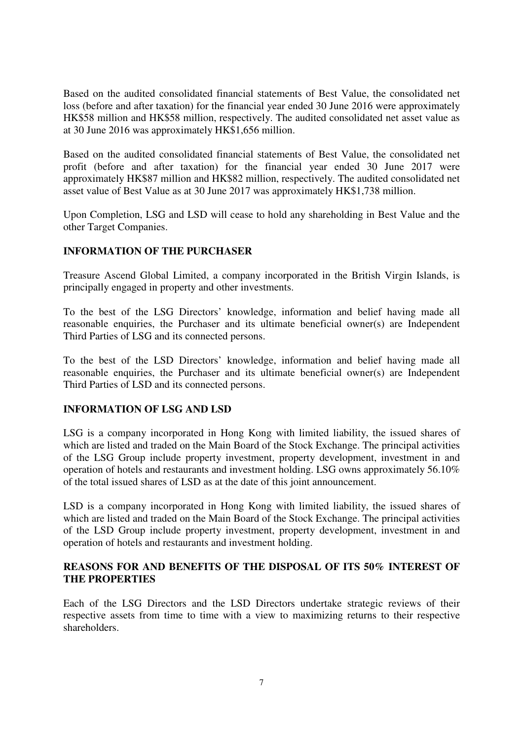Based on the audited consolidated financial statements of Best Value, the consolidated net loss (before and after taxation) for the financial year ended 30 June 2016 were approximately HK$58 million and HK$58 million, respectively. The audited consolidated net asset value as at 30 June 2016 was approximately HK$1,656 million.

Based on the audited consolidated financial statements of Best Value, the consolidated net profit (before and after taxation) for the financial year ended 30 June 2017 were approximately HK$87 million and HK$82 million, respectively. The audited consolidated net asset value of Best Value as at 30 June 2017 was approximately HK$1,738 million.

Upon Completion, LSG and LSD will cease to hold any shareholding in Best Value and the other Target Companies.

## INFORMATION OF THE PURCHASER

Treasure Ascend Global Limited, a company incorporated in the British Virgin Islands, is principally engaged in property and other investments.

To the best of the LSG Directors' knowledge, information and belief having made all reasonable enquiries, the Purchaser and its ultimate beneficial owner(s) are Independent Third Parties of LSG and its connected persons.

To the best of the LSD Directors' knowledge, information and belief having made all reasonable enquiries, the Purchaser and its ultimate beneficial owner(s) are Independent Third Parties of LSD and its connected persons.

## INFORMATION OF LSG AND LSD

LSG is a company incorporated in Hong Kong with limited liability, the issued shares of which are listed and traded on the Main Board of the Stock Exchange. The principal activities of the LSG Group include property investment, property development, investment in and operation of hotels and restaurants and investment holding. LSG owns approximately 56.10% of the total issued shares of LSD as at the date of this joint announcement.

LSD is a company incorporated in Hong Kong with limited liability, the issued shares of which are listed and traded on the Main Board of the Stock Exchange. The principal activities of the LSD Group include property investment, property development, investment in and operation of hotels and restaurants and investment holding.

## REASONS FOR AND BENEFITS OF THE DISPOSAL OF ITS 50% INTEREST OF THE PROPERTIES

Each of the LSG Directors and the LSD Directors undertake strategic reviews of their respective assets from time to time with a view to maximizing returns to their respective shareholders.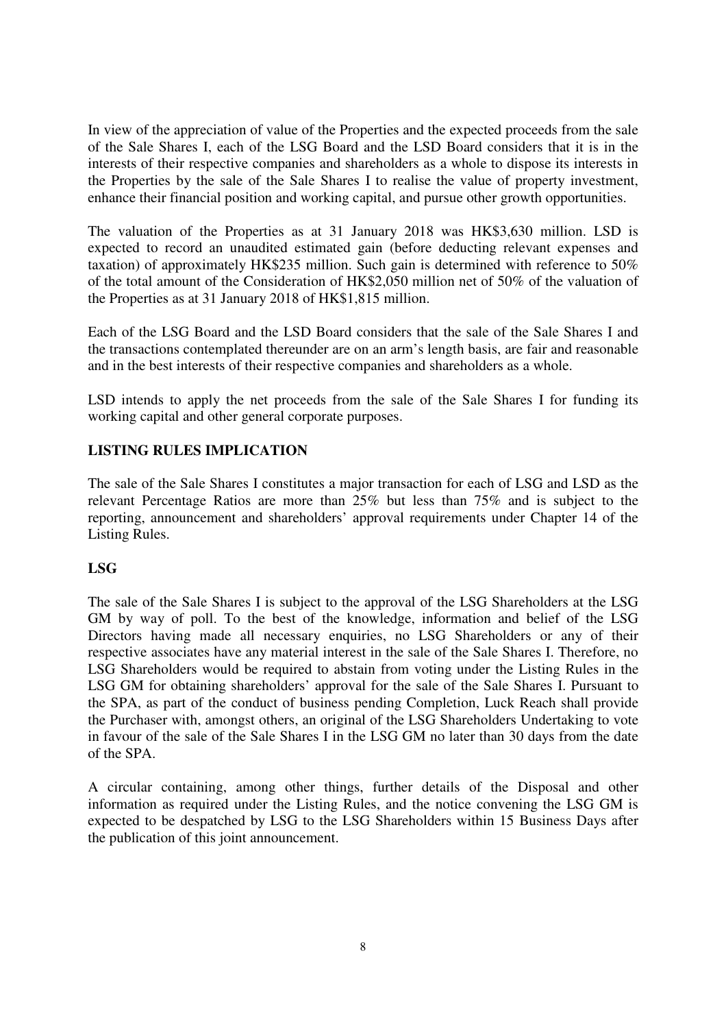In view of the appreciation of value of the Properties and the expected proceeds from the sale of the Sale Shares I, each of the LSG Board and the LSD Board considers that it is in the interests of their respective companies and shareholders as a whole to dispose its interests in the Properties by the sale of the Sale Shares I to realise the value of property investment, enhance their financial position and working capital, and pursue other growth opportunities.

The valuation of the Properties as at 31 January 2018 was HK$3,630 million. LSD is expected to record an unaudited estimated gain (before deducting relevant expenses and taxation) of approximately HK$235 million. Such gain is determined with reference to 50% of the total amount of the Consideration of HK$2,050 million net of 50% of the valuation of the Properties as at 31 January 2018 of HK$1,815 million.

Each of the LSG Board and the LSD Board considers that the sale of the Sale Shares I and the transactions contemplated thereunder are on an arm's length basis, are fair and reasonable and in the best interests of their respective companies and shareholders as a whole.

LSD intends to apply the net proceeds from the sale of the Sale Shares I for funding its working capital and other general corporate purposes.

## LISTING RULES IMPLICATION

The sale of the Sale Shares I constitutes a major transaction for each of LSG and LSD as the relevant Percentage Ratios are more than 25% but less than 75% and is subject to the reporting, announcement and shareholders' approval requirements under Chapter 14 of the Listing Rules.

### LSG

The sale of the Sale Shares I is subject to the approval of the LSG Shareholders at the LSG GM by way of poll. To the best of the knowledge, information and belief of the LSG Directors having made all necessary enquiries, no LSG Shareholders or any of their respective associates have any material interest in the sale of the Sale Shares I. Therefore, no LSG Shareholders would be required to abstain from voting under the Listing Rules in the LSG GM for obtaining shareholders' approval for the sale of the Sale Shares I. Pursuant to the SPA, as part of the conduct of business pending Completion, Luck Reach shall provide the Purchaser with, amongst others, an original of the LSG Shareholders Undertaking to vote in favour of the sale of the Sale Shares I in the LSG GM no later than 30 days from the date of the SPA.

A circular containing, among other things, further details of the Disposal and other information as required under the Listing Rules, and the notice convening the LSG GM is expected to be despatched by LSG to the LSG Shareholders within 15 Business Days after the publication of this joint announcement.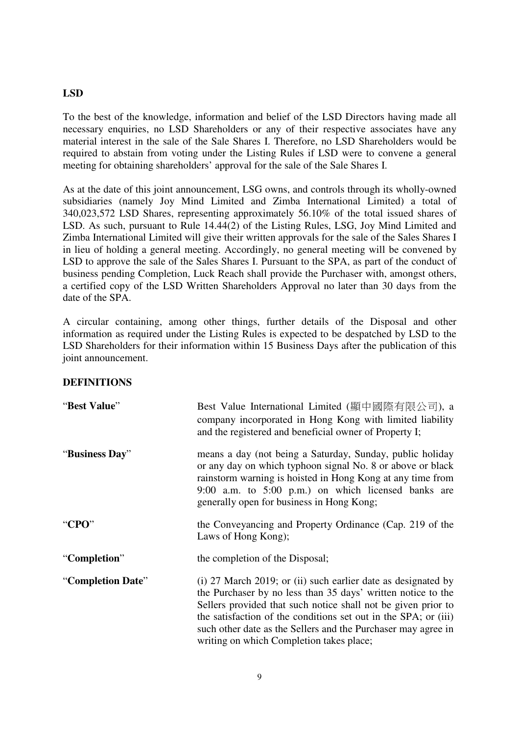**LSD**

To the best of the knowledge, information and belief of the LSD Directors having made all necessary enquiries, no LSD Shareholders or any of their respective associates have any material interest in the sale of the Sale Shares I. Therefore, no LSD Shareholders would be required to abstain from voting under the Listing Rules if LSD were to convene a general meeting for obtaining shareholders' approval for the sale of the Sale Shares I.

As at the date of this joint announcement, LSG owns, and controls through its wholly-owned subsidiaries (namely Joy Mind Limited and Zimba International Limited) a total of 340,023,572 LSD Shares, representing approximately 56.10% of the total issued shares of LSD. As such, pursuant to Rule 14.44(2) of the Listing Rules, LSG, Joy Mind Limited and Zimba International Limited will give their written approvals for the sale of the Sales Shares I in lieu of holding a general meeting. Accordingly, no general meeting will be convened by LSD to approve the sale of the Sales Shares I. Pursuant to the SPA, as part of the conduct of business pending Completion, Luck Reach shall provide the Purchaser with, amongst others, a certified copy of the LSD Written Shareholders Approval no later than 30 days from the date of the SPA.

A circular containing, among other things, further details of the Disposal and other information as required under the Listing Rules is expected to be despatched by LSD to the LSD Shareholders for their information within 15 Business Days after the publication of this joint announcement.

**DEFINITIONS**

| | |
|---|---|
| "**Best Value**" | Best Value International Limited (顯中國際有限公司), a company incorporated in Hong Kong with limited liability and the registered and beneficial owner of Property I; |
| "**Business Day**" | means a day (not being a Saturday, Sunday, public holiday or any day on which typhoon signal No. 8 or above or black rainstorm warning is hoisted in Hong Kong at any time from 9:00 a.m. to 5:00 p.m.) on which licensed banks are generally open for business in Hong Kong; |
| "**CPO**" | the Conveyancing and Property Ordinance (Cap. 219 of the Laws of Hong Kong); |
| "**Completion**" | the completion of the Disposal; |
| "**Completion Date**" | (i) 27 March 2019; or (ii) such earlier date as designated by the Purchaser by no less than 35 days' written notice to the Sellers provided that such notice shall not be given prior to the satisfaction of the conditions set out in the SPA; or (iii) such other date as the Sellers and the Purchaser may agree in writing on which Completion takes place; |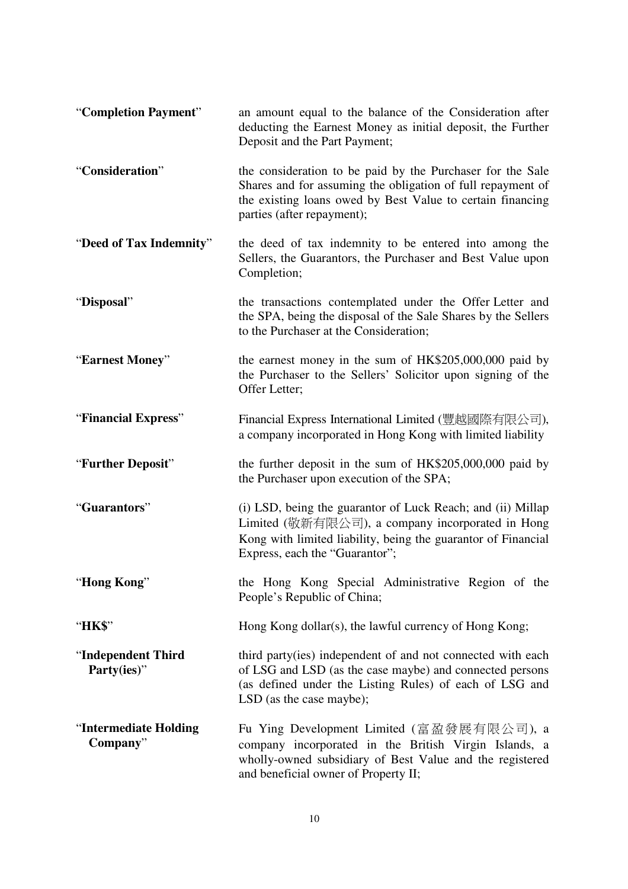| | |
|---|---|
| "**Completion Payment**" | an amount equal to the balance of the Consideration after deducting the Earnest Money as initial deposit, the Further Deposit and the Part Payment; |
| "**Consideration**" | the consideration to be paid by the Purchaser for the Sale Shares and for assuming the obligation of full repayment of the existing loans owed by Best Value to certain financing parties (after repayment); |
| "**Deed of Tax Indemnity**" | the deed of tax indemnity to be entered into among the Sellers, the Guarantors, the Purchaser and Best Value upon Completion; |
| "**Disposal**" | the transactions contemplated under the Offer Letter and the SPA, being the disposal of the Sale Shares by the Sellers to the Purchaser at the Consideration; |
| "**Earnest Money**" | the earnest money in the sum of HK$205,000,000 paid by the Purchaser to the Sellers' Solicitor upon signing of the Offer Letter; |
| "**Financial Express**" | Financial Express International Limited (豐越國際有限公司), a company incorporated in Hong Kong with limited liability |
| "**Further Deposit**" | the further deposit in the sum of HK$205,000,000 paid by the Purchaser upon execution of the SPA; |
| "**Guarantors**" | (i) LSD, being the guarantor of Luck Reach; and (ii) Millap Limited (敬新有限公司), a company incorporated in Hong Kong with limited liability, being the guarantor of Financial Express, each the "Guarantor"; |
| "**Hong Kong**" | the Hong Kong Special Administrative Region of the People's Republic of China; |
| "**HK$**" | Hong Kong dollar(s), the lawful currency of Hong Kong; |
| "**Independent Third Party(ies)**" | third party(ies) independent of and not connected with each of LSG and LSD (as the case maybe) and connected persons (as defined under the Listing Rules) of each of LSG and LSD (as the case maybe); |
| "**Intermediate Holding Company**" | Fu Ying Development Limited (富盈發展有限公司), a company incorporated in the British Virgin Islands, a wholly-owned subsidiary of Best Value and the registered and beneficial owner of Property II; |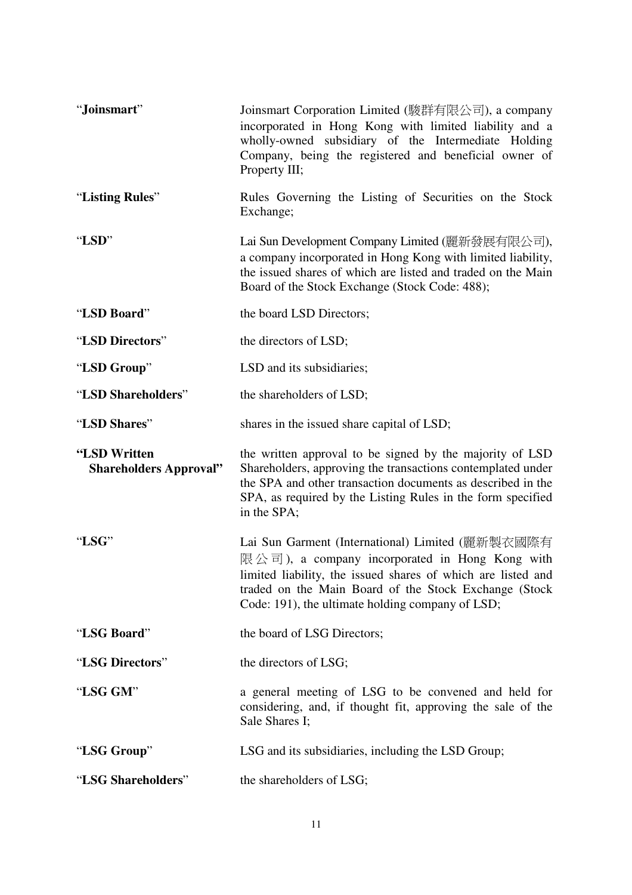| | |
|---|---|
| "**Joinsmart**" | Joinsmart Corporation Limited (駿群有限公司), a company incorporated in Hong Kong with limited liability and a wholly-owned subsidiary of the Intermediate Holding Company, being the registered and beneficial owner of Property III; |
| "**Listing Rules**" | Rules Governing the Listing of Securities on the Stock Exchange; |
| "**LSD**" | Lai Sun Development Company Limited (麗新發展有限公司), a company incorporated in Hong Kong with limited liability, the issued shares of which are listed and traded on the Main Board of the Stock Exchange (Stock Code: 488); |
| "**LSD Board**" | the board LSD Directors; |
| "**LSD Directors**" | the directors of LSD; |
| "**LSD Group**" | LSD and its subsidiaries; |
| "**LSD Shareholders**" | the shareholders of LSD; |
| "**LSD Shares**" | shares in the issued share capital of LSD; |
| **"LSD Written Shareholders Approval"** | the written approval to be signed by the majority of LSD Shareholders, approving the transactions contemplated under the SPA and other transaction documents as described in the SPA, as required by the Listing Rules in the form specified in the SPA; |
| "**LSG**" | Lai Sun Garment (International) Limited (麗新製衣國際有限公司), a company incorporated in Hong Kong with limited liability, the issued shares of which are listed and traded on the Main Board of the Stock Exchange (Stock Code: 191), the ultimate holding company of LSD; |
| "**LSG Board**" | the board of LSG Directors; |
| "**LSG Directors**" | the directors of LSG; |
| "**LSG GM**" | a general meeting of LSG to be convened and held for considering, and, if thought fit, approving the sale of the Sale Shares I; |
| "**LSG Group**" | LSG and its subsidiaries, including the LSD Group; |
| "**LSG Shareholders**" | the shareholders of LSG; |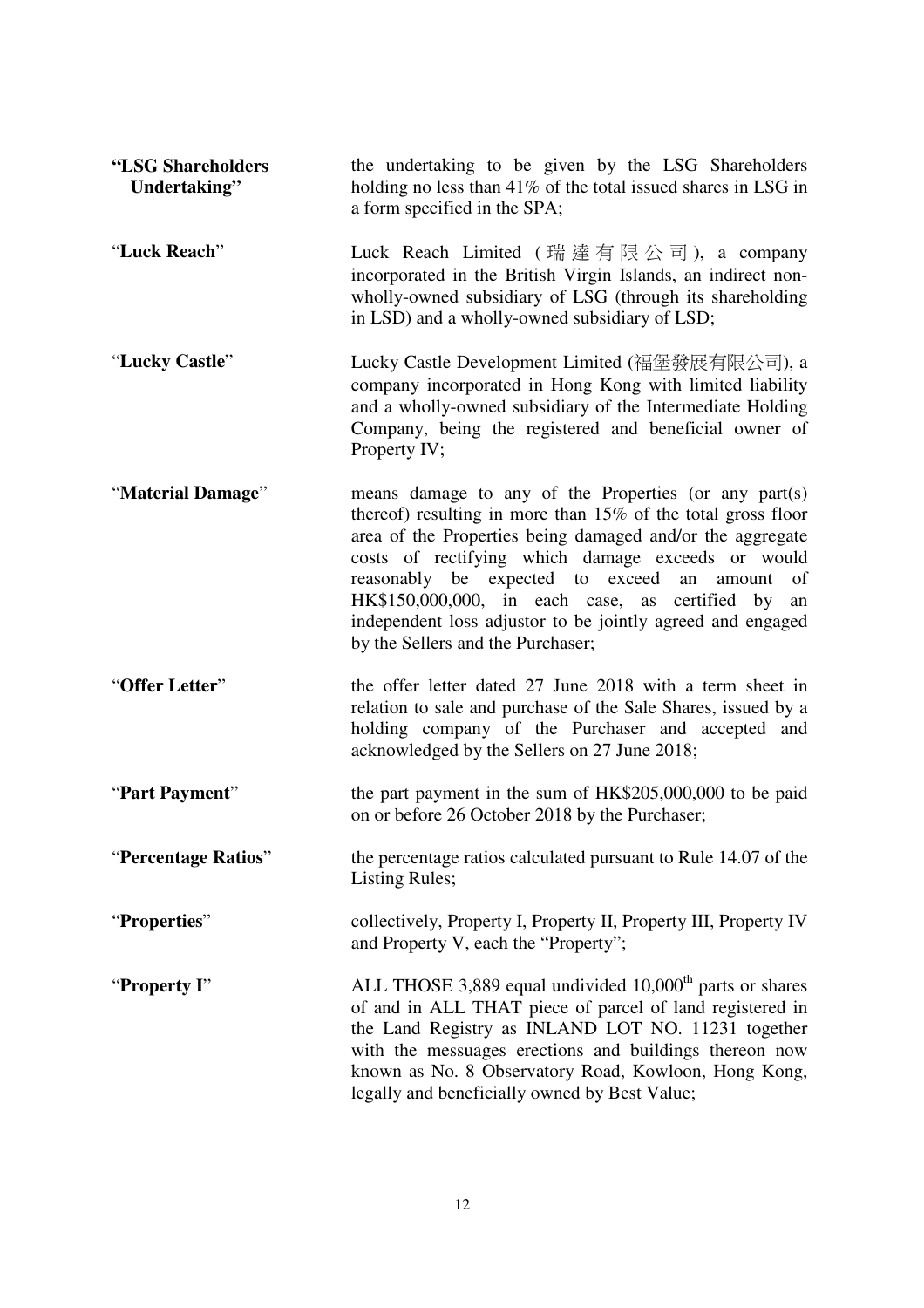| | |
|---|---|
| **"LSG Shareholders Undertaking"** | the undertaking to be given by the LSG Shareholders holding no less than 41% of the total issued shares in LSG in a form specified in the SPA; |
| "**Luck Reach**" | Luck Reach Limited (瑞達有限公司), a company incorporated in the British Virgin Islands, an indirect non-wholly-owned subsidiary of LSG (through its shareholding in LSD) and a wholly-owned subsidiary of LSD; |
| "**Lucky Castle**" | Lucky Castle Development Limited (福堡發展有限公司), a company incorporated in Hong Kong with limited liability and a wholly-owned subsidiary of the Intermediate Holding Company, being the registered and beneficial owner of Property IV; |
| "**Material Damage**" | means damage to any of the Properties (or any part(s) thereof) resulting in more than 15% of the total gross floor area of the Properties being damaged and/or the aggregate costs of rectifying which damage exceeds or would reasonably be expected to exceed an amount of HK$150,000,000, in each case, as certified by an independent loss adjustor to be jointly agreed and engaged by the Sellers and the Purchaser; |
| "**Offer Letter**" | the offer letter dated 27 June 2018 with a term sheet in relation to sale and purchase of the Sale Shares, issued by a holding company of the Purchaser and accepted and acknowledged by the Sellers on 27 June 2018; |
| "**Part Payment**" | the part payment in the sum of HK$205,000,000 to be paid on or before 26 October 2018 by the Purchaser; |
| "**Percentage Ratios**" | the percentage ratios calculated pursuant to Rule 14.07 of the Listing Rules; |
| "**Properties**" | collectively, Property I, Property II, Property III, Property IV and Property V, each the "Property"; |
| "**Property I**" | ALL THOSE 3,889 equal undivided 10,000th parts or shares of and in ALL THAT piece of parcel of land registered in the Land Registry as INLAND LOT NO. 11231 together with the messuages erections and buildings thereon now known as No. 8 Observatory Road, Kowloon, Hong Kong, legally and beneficially owned by Best Value; |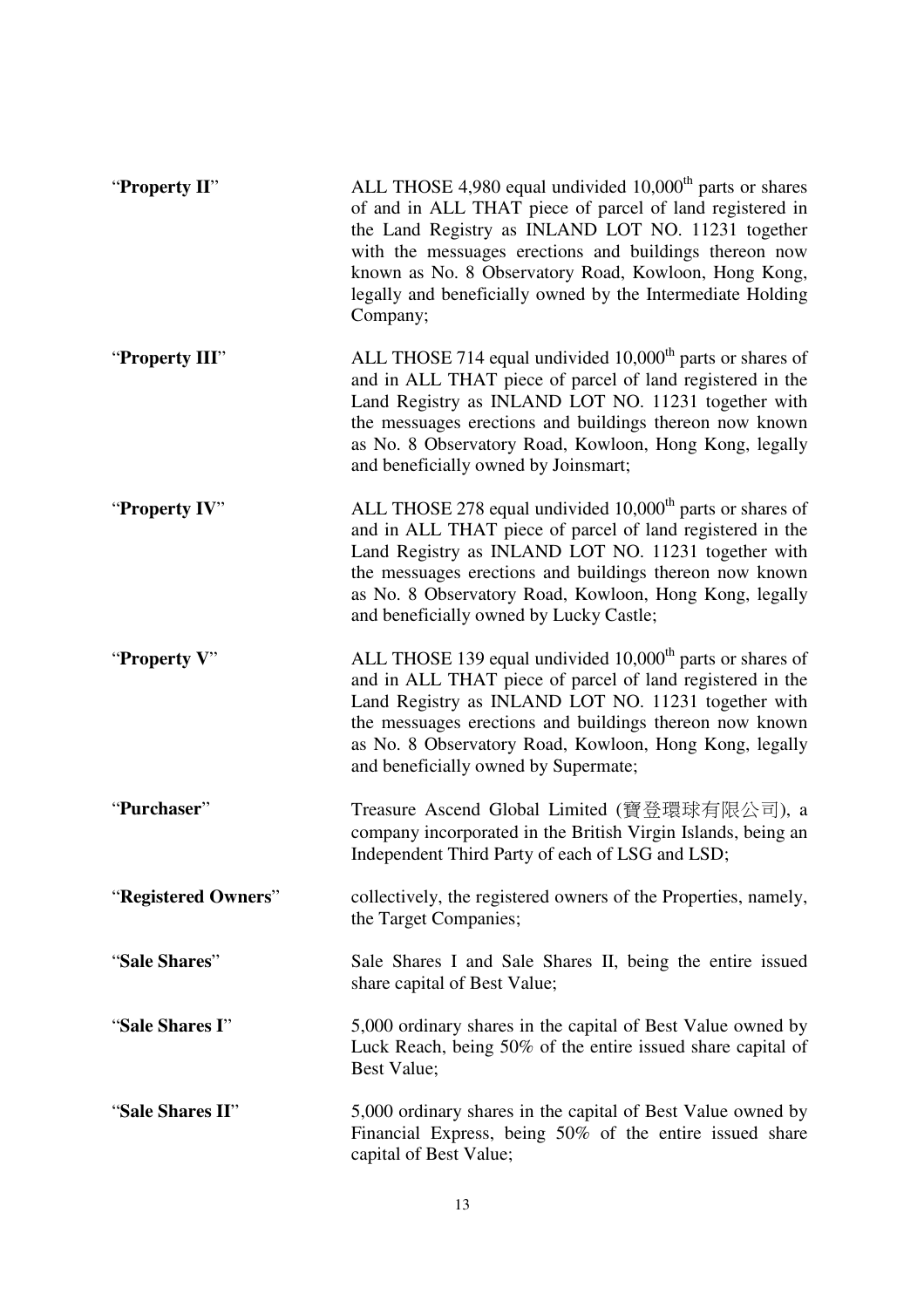| | |
|---|---|
| "**Property II**" | ALL THOSE 4,980 equal undivided 10,000th parts or shares of and in ALL THAT piece of parcel of land registered in the Land Registry as INLAND LOT NO. 11231 together with the messuages erections and buildings thereon now known as No. 8 Observatory Road, Kowloon, Hong Kong, legally and beneficially owned by the Intermediate Holding Company; |
| "**Property III**" | ALL THOSE 714 equal undivided 10,000th parts or shares of and in ALL THAT piece of parcel of land registered in the Land Registry as INLAND LOT NO. 11231 together with the messuages erections and buildings thereon now known as No. 8 Observatory Road, Kowloon, Hong Kong, legally and beneficially owned by Joinsmart; |
| "**Property IV**" | ALL THOSE 278 equal undivided 10,000th parts or shares of and in ALL THAT piece of parcel of land registered in the Land Registry as INLAND LOT NO. 11231 together with the messuages erections and buildings thereon now known as No. 8 Observatory Road, Kowloon, Hong Kong, legally and beneficially owned by Lucky Castle; |
| "**Property V**" | ALL THOSE 139 equal undivided 10,000th parts or shares of and in ALL THAT piece of parcel of land registered in the Land Registry as INLAND LOT NO. 11231 together with the messuages erections and buildings thereon now known as No. 8 Observatory Road, Kowloon, Hong Kong, legally and beneficially owned by Supermate; |
| "**Purchaser**" | Treasure Ascend Global Limited (寶登環球有限公司), a company incorporated in the British Virgin Islands, being an Independent Third Party of each of LSG and LSD; |
| "**Registered Owners**" | collectively, the registered owners of the Properties, namely, the Target Companies; |
| "**Sale Shares**" | Sale Shares I and Sale Shares II, being the entire issued share capital of Best Value; |
| "**Sale Shares I**" | 5,000 ordinary shares in the capital of Best Value owned by Luck Reach, being 50% of the entire issued share capital of Best Value; |
| "**Sale Shares II**" | 5,000 ordinary shares in the capital of Best Value owned by Financial Express, being 50% of the entire issued share capital of Best Value; |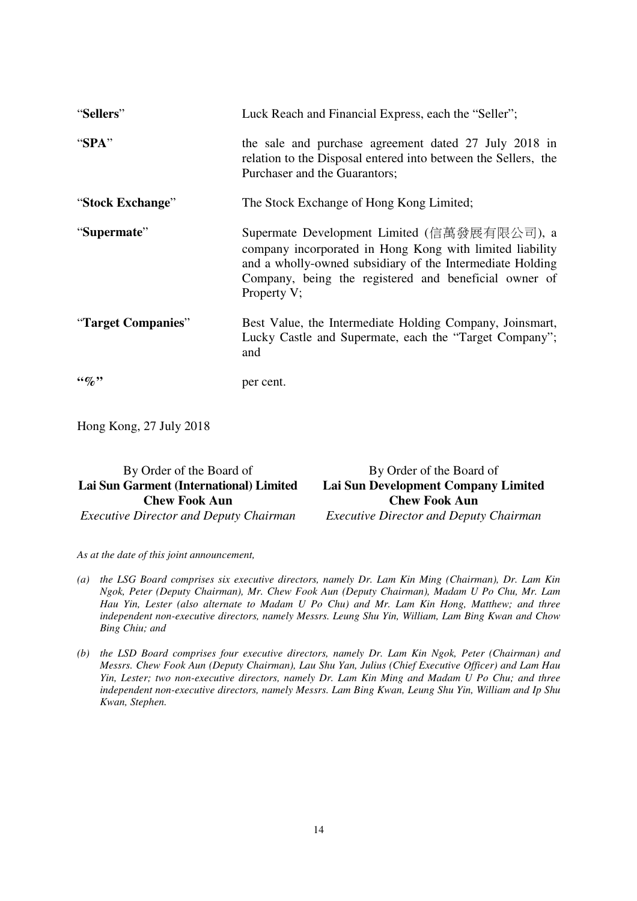| | |
|---|---|
| "**Sellers**" | Luck Reach and Financial Express, each the "Seller"; |
| "**SPA**" | the sale and purchase agreement dated 27 July 2018 in relation to the Disposal entered into between the Sellers, the Purchaser and the Guarantors; |
| "**Stock Exchange**" | The Stock Exchange of Hong Kong Limited; |
| "**Supermate**" | Supermate Development Limited (信萬發展有限公司), a company incorporated in Hong Kong with limited liability and a wholly-owned subsidiary of the Intermediate Holding Company, being the registered and beneficial owner of Property V; |
| "**Target Companies**" | Best Value, the Intermediate Holding Company, Joinsmart, Lucky Castle and Supermate, each the "Target Company"; and |
| **"%"** | per cent. |

Hong Kong, 27 July 2018

By Order of the Board of
**Lai Sun Garment (International) Limited**
**Chew Fook Aun**
*Executive Director and Deputy Chairman*

By Order of the Board of
**Lai Sun Development Company Limited**
**Chew Fook Aun**
*Executive Director and Deputy Chairman*

*As at the date of this joint announcement,*

*(a) the LSG Board comprises six executive directors, namely Dr. Lam Kin Ming (Chairman), Dr. Lam Kin Ngok, Peter (Deputy Chairman), Mr. Chew Fook Aun (Deputy Chairman), Madam U Po Chu, Mr. Lam Hau Yin, Lester (also alternate to Madam U Po Chu) and Mr. Lam Kin Hong, Matthew; and three independent non-executive directors, namely Messrs. Leung Shu Yin, William, Lam Bing Kwan and Chow Bing Chiu; and*

*(b) the LSD Board comprises four executive directors, namely Dr. Lam Kin Ngok, Peter (Chairman) and Messrs. Chew Fook Aun (Deputy Chairman), Lau Shu Yan, Julius (Chief Executive Officer) and Lam Hau Yin, Lester; two non-executive directors, namely Dr. Lam Kin Ming and Madam U Po Chu; and three independent non-executive directors, namely Messrs. Lam Bing Kwan, Leung Shu Yin, William and Ip Shu Kwan, Stephen.*